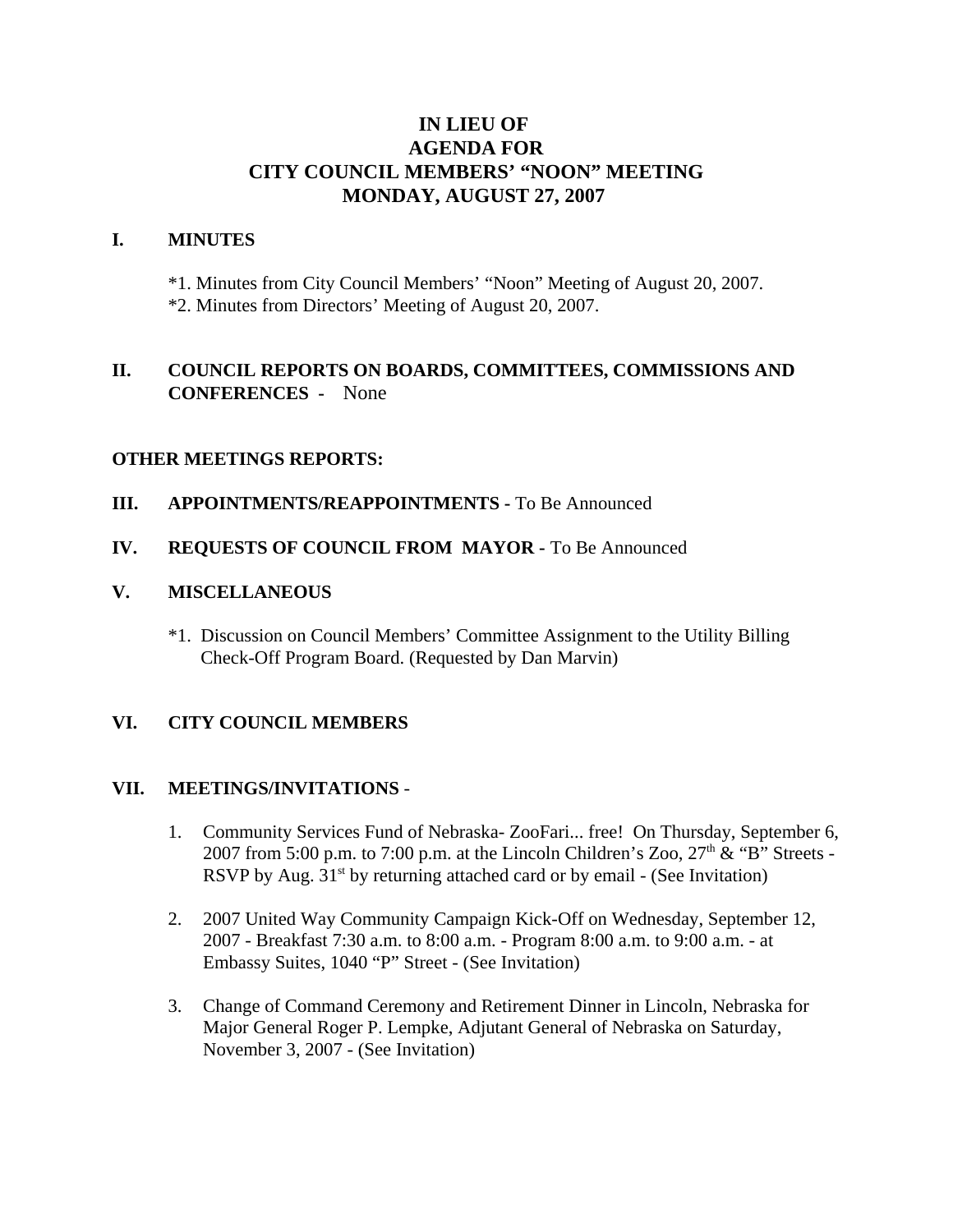# IN LIEU OF
# AGENDA FOR
# CITY COUNCIL MEMBERS' "NOON" MEETING
# MONDAY, AUGUST 27, 2007

## I. MINUTES

*1. Minutes from City Council Members' "Noon" Meeting of August 20, 2007.
*2. Minutes from Directors' Meeting of August 20, 2007.

## II. COUNCIL REPORTS ON BOARDS, COMMITTEES, COMMISSIONS AND CONFERENCES - None

## OTHER MEETINGS REPORTS:

## III. APPOINTMENTS/REAPPOINTMENTS - To Be Announced

## IV. REQUESTS OF COUNCIL FROM MAYOR - To Be Announced

## V. MISCELLANEOUS

*1. Discussion on Council Members' Committee Assignment to the Utility Billing Check-Off Program Board. (Requested by Dan Marvin)

## VI. CITY COUNCIL MEMBERS

## VII. MEETINGS/INVITATIONS -

1. Community Services Fund of Nebraska- ZooFari... free! On Thursday, September 6, 2007 from 5:00 p.m. to 7:00 p.m. at the Lincoln Children's Zoo, 27th & "B" Streets - RSVP by Aug. 31st by returning attached card or by email - (See Invitation)

2. 2007 United Way Community Campaign Kick-Off on Wednesday, September 12, 2007 - Breakfast 7:30 a.m. to 8:00 a.m. - Program 8:00 a.m. to 9:00 a.m. - at Embassy Suites, 1040 "P" Street - (See Invitation)

3. Change of Command Ceremony and Retirement Dinner in Lincoln, Nebraska for Major General Roger P. Lempke, Adjutant General of Nebraska on Saturday, November 3, 2007 - (See Invitation)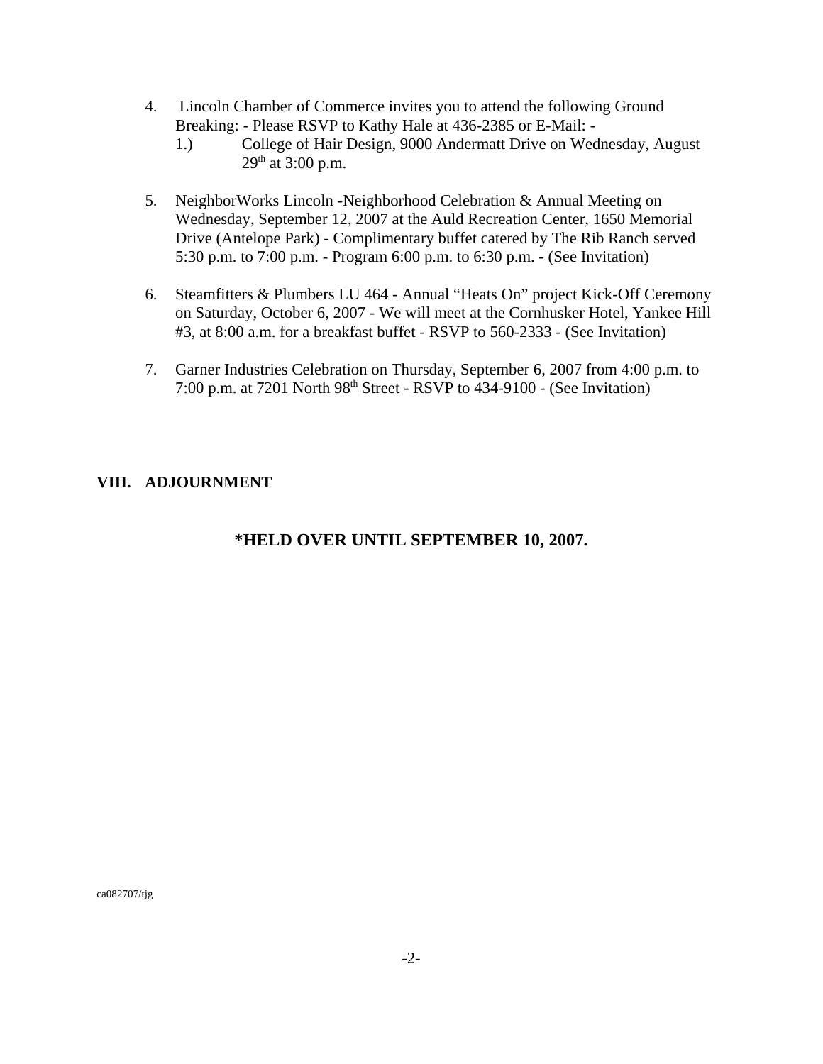4. Lincoln Chamber of Commerce invites you to attend the following Ground Breaking: - Please RSVP to Kathy Hale at 436-2385 or E-Mail: -
   1.) College of Hair Design, 9000 Andermatt Drive on Wednesday, August 29th at 3:00 p.m.

5. NeighborWorks Lincoln -Neighborhood Celebration & Annual Meeting on Wednesday, September 12, 2007 at the Auld Recreation Center, 1650 Memorial Drive (Antelope Park) - Complimentary buffet catered by The Rib Ranch served 5:30 p.m. to 7:00 p.m. - Program 6:00 p.m. to 6:30 p.m. - (See Invitation)

6. Steamfitters & Plumbers LU 464 - Annual "Heats On" project Kick-Off Ceremony on Saturday, October 6, 2007 - We will meet at the Cornhusker Hotel, Yankee Hill #3, at 8:00 a.m. for a breakfast buffet - RSVP to 560-2333 - (See Invitation)

7. Garner Industries Celebration on Thursday, September 6, 2007 from 4:00 p.m. to 7:00 p.m. at 7201 North 98th Street - RSVP to 434-9100 - (See Invitation)

**VIII. ADJOURNMENT**

**\*HELD OVER UNTIL SEPTEMBER 10, 2007.**

ca082707/tjg